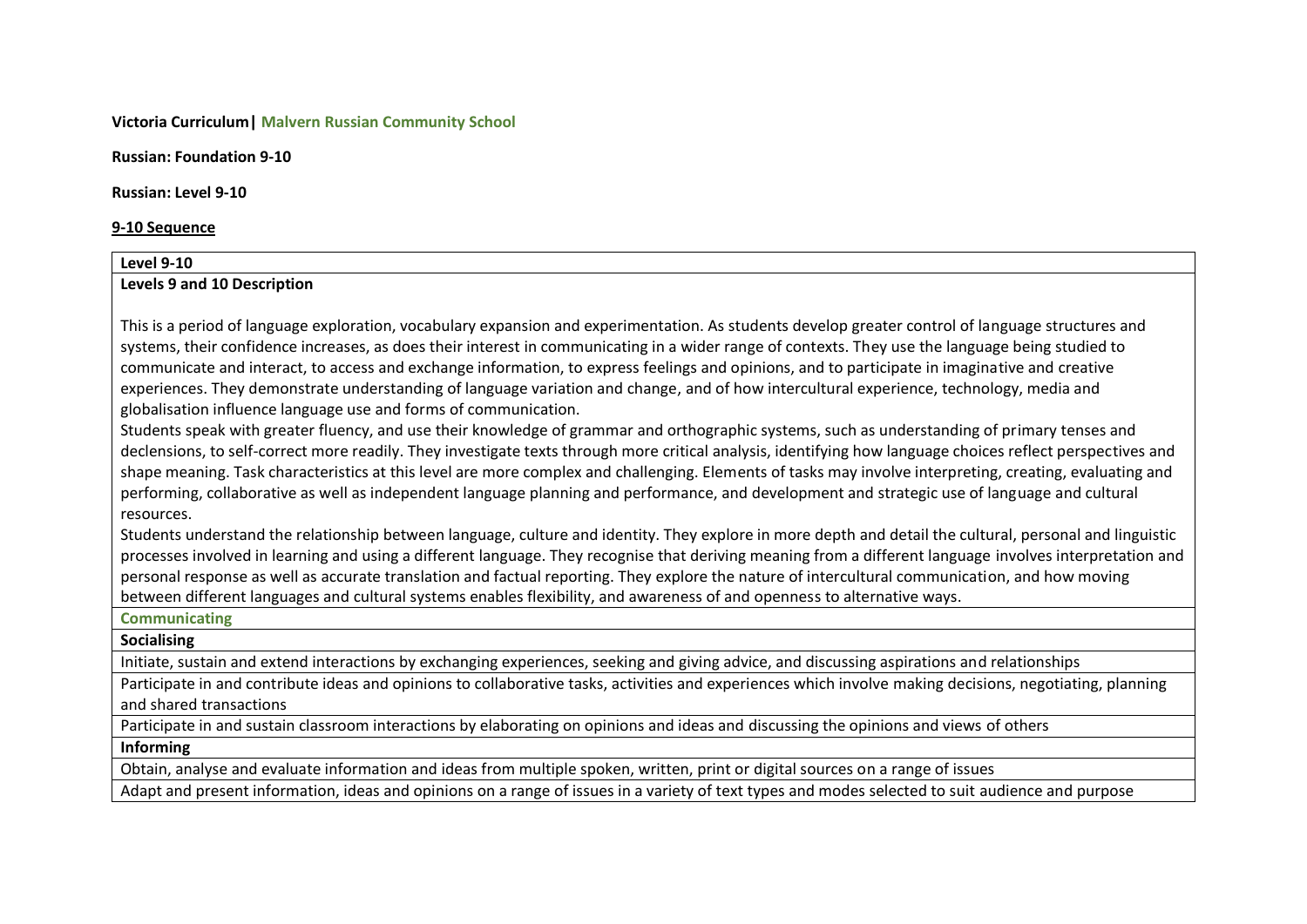**Victoria Curriculum| Malvern Russian Community School**

**Russian: Foundation 9-10**

**Russian: Level 9-10**

**9-10 Sequence**

| **Level 9-10** |
|---|
| **Levels 9 and 10 Description**<br><br>This is a period of language exploration, vocabulary expansion and experimentation. As students develop greater control of language structures and systems, their confidence increases, as does their interest in communicating in a wider range of contexts. They use the language being studied to communicate and interact, to access and exchange information, to express feelings and opinions, and to participate in imaginative and creative experiences. They demonstrate understanding of language variation and change, and of how intercultural experience, technology, media and globalisation influence language use and forms of communication.<br>Students speak with greater fluency, and use their knowledge of grammar and orthographic systems, such as understanding of primary tenses and declensions, to self-correct more readily. They investigate texts through more critical analysis, identifying how language choices reflect perspectives and shape meaning. Task characteristics at this level are more complex and challenging. Elements of tasks may involve interpreting, creating, evaluating and performing, collaborative as well as independent language planning and performance, and development and strategic use of language and cultural resources.<br>Students understand the relationship between language, culture and identity. They explore in more depth and detail the cultural, personal and linguistic processes involved in learning and using a different language. They recognise that deriving meaning from a different language involves interpretation and personal response as well as accurate translation and factual reporting. They explore the nature of intercultural communication, and how moving between different languages and cultural systems enables flexibility, and awareness of and openness to alternative ways. |
| **Communicating** |
| **Socialising** |
| Initiate, sustain and extend interactions by exchanging experiences, seeking and giving advice, and discussing aspirations and relationships |
| Participate in and contribute ideas and opinions to collaborative tasks, activities and experiences which involve making decisions, negotiating, planning and shared transactions |
| Participate in and sustain classroom interactions by elaborating on opinions and ideas and discussing the opinions and views of others |
| **Informing** |
| Obtain, analyse and evaluate information and ideas from multiple spoken, written, print or digital sources on a range of issues |
| Adapt and present information, ideas and opinions on a range of issues in a variety of text types and modes selected to suit audience and purpose |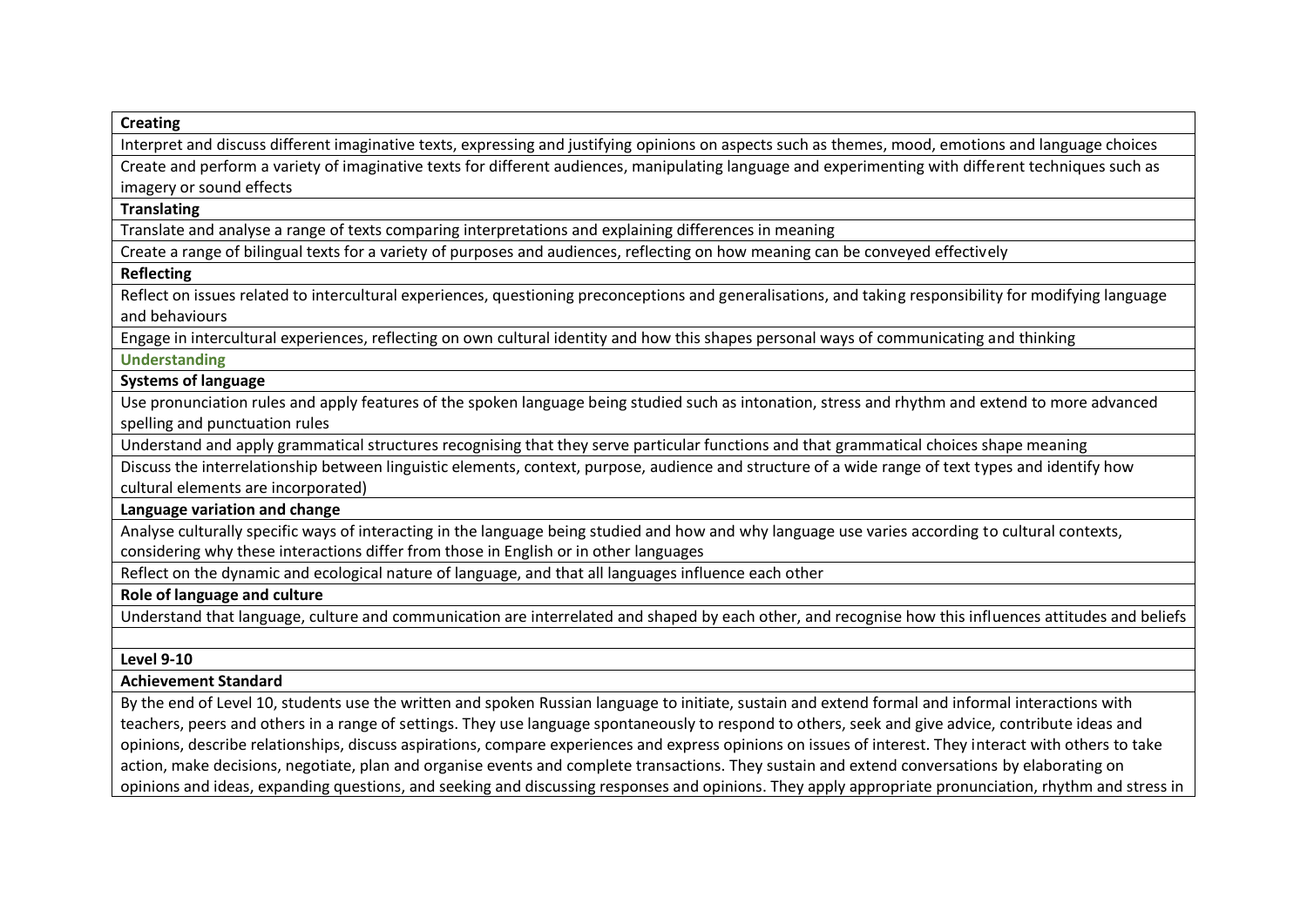| **Creating** |
|---|
| Interpret and discuss different imaginative texts, expressing and justifying opinions on aspects such as themes, mood, emotions and language choices |
| Create and perform a variety of imaginative texts for different audiences, manipulating language and experimenting with different techniques such as imagery or sound effects |
| **Translating** |
| Translate and analyse a range of texts comparing interpretations and explaining differences in meaning |
| Create a range of bilingual texts for a variety of purposes and audiences, reflecting on how meaning can be conveyed effectively |
| **Reflecting** |
| Reflect on issues related to intercultural experiences, questioning preconceptions and generalisations, and taking responsibility for modifying language and behaviours |
| Engage in intercultural experiences, reflecting on own cultural identity and how this shapes personal ways of communicating and thinking |
| **Understanding** |
| **Systems of language** |
| Use pronunciation rules and apply features of the spoken language being studied such as intonation, stress and rhythm and extend to more advanced spelling and punctuation rules |
| Understand and apply grammatical structures recognising that they serve particular functions and that grammatical choices shape meaning |
| Discuss the interrelationship between linguistic elements, context, purpose, audience and structure of a wide range of text types and identify how cultural elements are incorporated) |
| **Language variation and change** |
| Analyse culturally specific ways of interacting in the language being studied and how and why language use varies according to cultural contexts, considering why these interactions differ from those in English or in other languages |
| Reflect on the dynamic and ecological nature of language, and that all languages influence each other |
| **Role of language and culture** |
| Understand that language, culture and communication are interrelated and shaped by each other, and recognise how this influences attitudes and beliefs |
| |
| **Level 9-10** |
| **Achievement Standard** |
| By the end of Level 10, students use the written and spoken Russian language to initiate, sustain and extend formal and informal interactions with teachers, peers and others in a range of settings. They use language spontaneously to respond to others, seek and give advice, contribute ideas and opinions, describe relationships, discuss aspirations, compare experiences and express opinions on issues of interest. They interact with others to take action, make decisions, negotiate, plan and organise events and complete transactions. They sustain and extend conversations by elaborating on opinions and ideas, expanding questions, and seeking and discussing responses and opinions. They apply appropriate pronunciation, rhythm and stress in |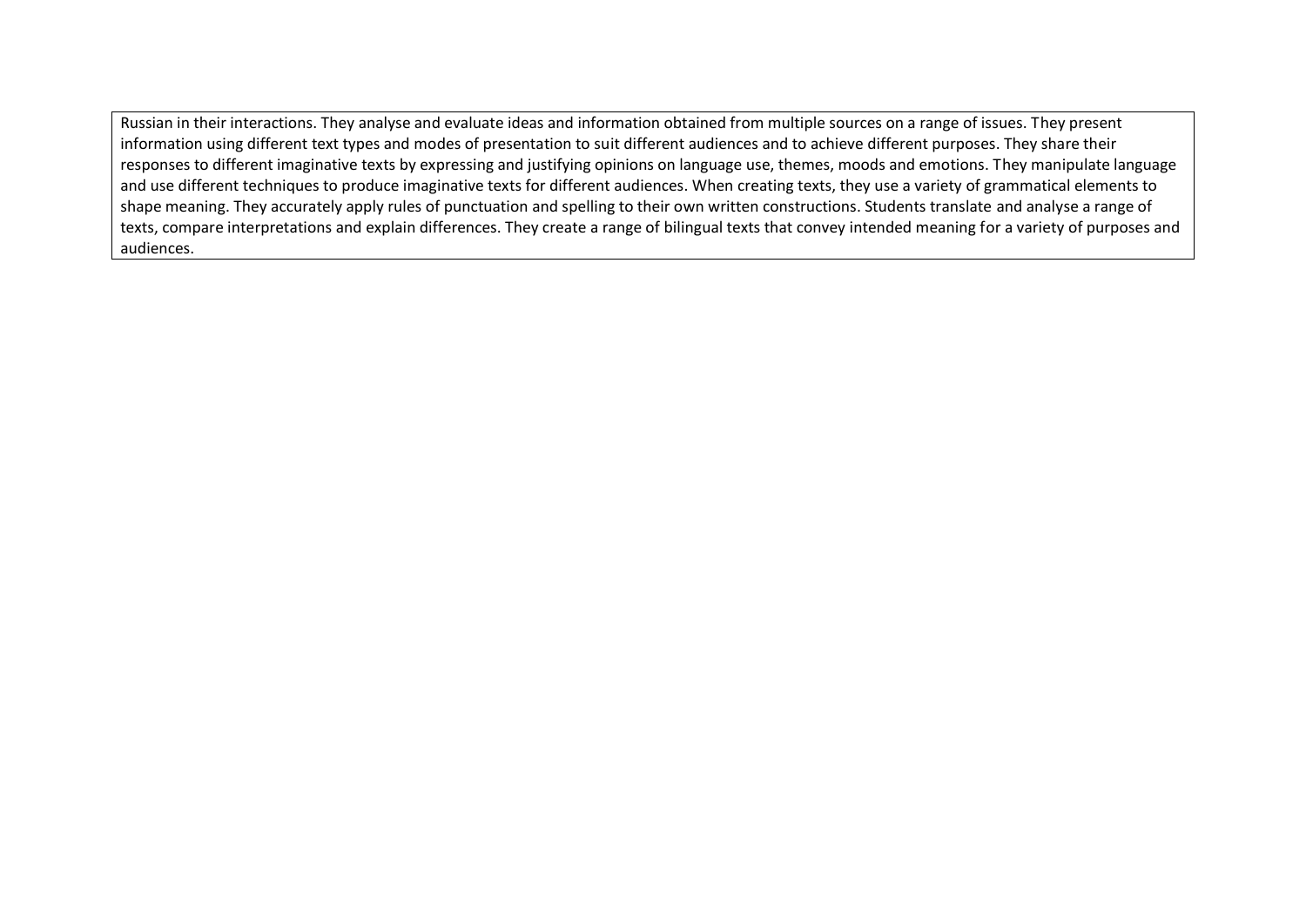Russian in their interactions. They analyse and evaluate ideas and information obtained from multiple sources on a range of issues. They present information using different text types and modes of presentation to suit different audiences and to achieve different purposes. They share their responses to different imaginative texts by expressing and justifying opinions on language use, themes, moods and emotions. They manipulate language and use different techniques to produce imaginative texts for different audiences. When creating texts, they use a variety of grammatical elements to shape meaning. They accurately apply rules of punctuation and spelling to their own written constructions. Students translate and analyse a range of texts, compare interpretations and explain differences. They create a range of bilingual texts that convey intended meaning for a variety of purposes and audiences.